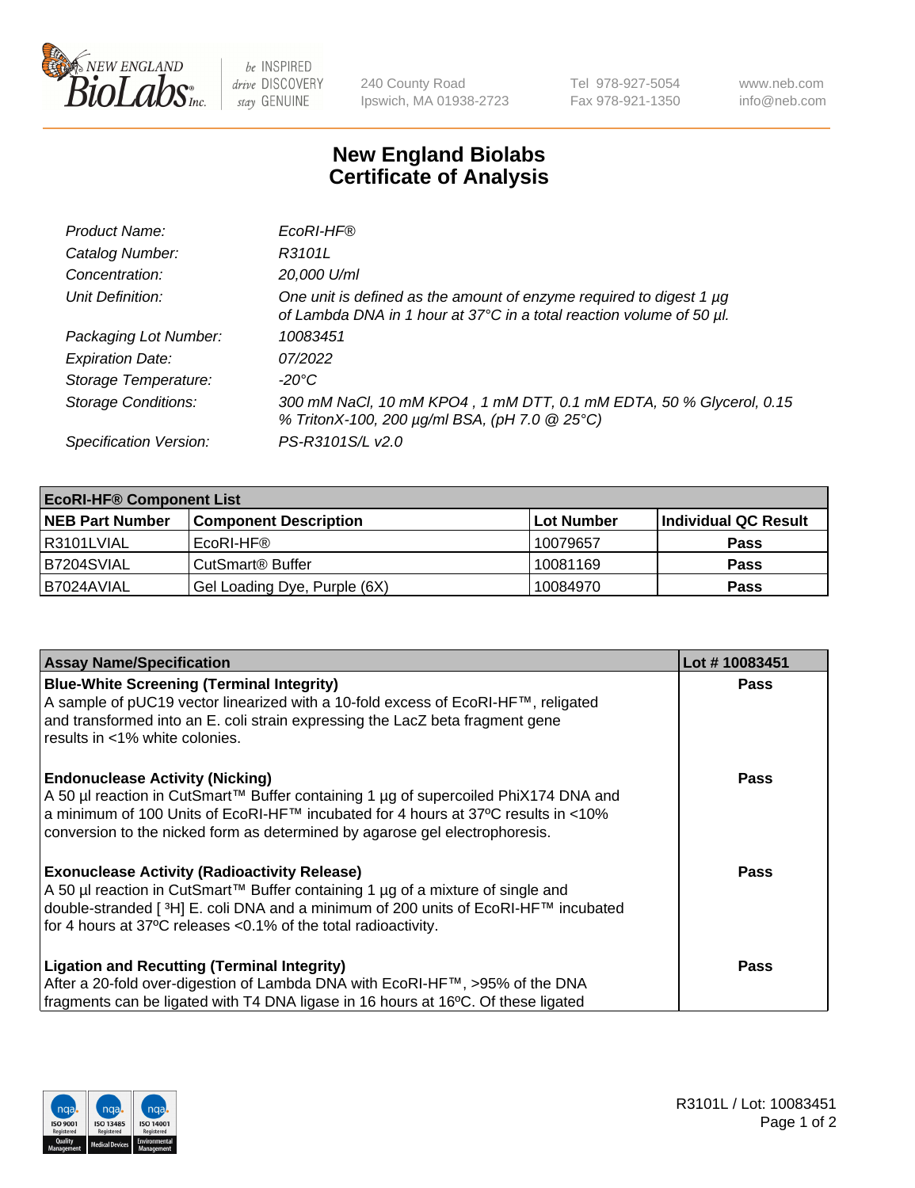New England Biolabs — be INSPIRED drive DISCOVERY stay GENUINE

240 County Road
Ipswich, MA 01938-2723

Tel 978-927-5054
Fax 978-921-1350

www.neb.com
info@neb.com

# New England Biolabs
# Certificate of Analysis

| | |
|---|---|
| *Product Name:* | *EcoRI-HF®* |
| *Catalog Number:* | *R3101L* |
| *Concentration:* | *20,000 U/ml* |
| *Unit Definition:* | *One unit is defined as the amount of enzyme required to digest 1 µg of Lambda DNA in 1 hour at 37°C in a total reaction volume of 50 µl.* |
| *Packaging Lot Number:* | *10083451* |
| *Expiration Date:* | *07/2022* |
| *Storage Temperature:* | *-20°C* |
| *Storage Conditions:* | *300 mM NaCl, 10 mM KPO4 , 1 mM DTT, 0.1 mM EDTA, 50 % Glycerol, 0.15 % TritonX-100, 200 µg/ml BSA, (pH 7.0 @ 25°C)* |
| *Specification Version:* | *PS-R3101S/L v2.0* |

| **EcoRI-HF® Component List** | | | |
|---|---|---|---|
| **NEB Part Number** | **Component Description** | **Lot Number** | **Individual QC Result** |
| R3101LVIAL | EcoRI-HF® | 10079657 | **Pass** |
| B7204SVIAL | CutSmart® Buffer | 10081169 | **Pass** |
| B7024AVIAL | Gel Loading Dye, Purple (6X) | 10084970 | **Pass** |

| **Assay Name/Specification** | **Lot # 10083451** |
|---|---|
| **Blue-White Screening (Terminal Integrity)** A sample of pUC19 vector linearized with a 10-fold excess of EcoRI-HF™, religated and transformed into an E. coli strain expressing the LacZ beta fragment gene results in <1% white colonies. | **Pass** |
| **Endonuclease Activity (Nicking)** A 50 µl reaction in CutSmart™ Buffer containing 1 µg of supercoiled PhiX174 DNA and a minimum of 100 Units of EcoRI-HF™ incubated for 4 hours at 37ºC results in <10% conversion to the nicked form as determined by agarose gel electrophoresis. | **Pass** |
| **Exonuclease Activity (Radioactivity Release)** A 50 µl reaction in CutSmart™ Buffer containing 1 µg of a mixture of single and double-stranded [ $^{3}$H] E. coli DNA and a minimum of 200 units of EcoRI-HF™ incubated for 4 hours at 37ºC releases <0.1% of the total radioactivity. | **Pass** |
| **Ligation and Recutting (Terminal Integrity)** After a 20-fold over-digestion of Lambda DNA with EcoRI-HF™, >95% of the DNA fragments can be ligated with T4 DNA ligase in 16 hours at 16ºC. Of these ligated | **Pass** |

R3101L / Lot: 10083451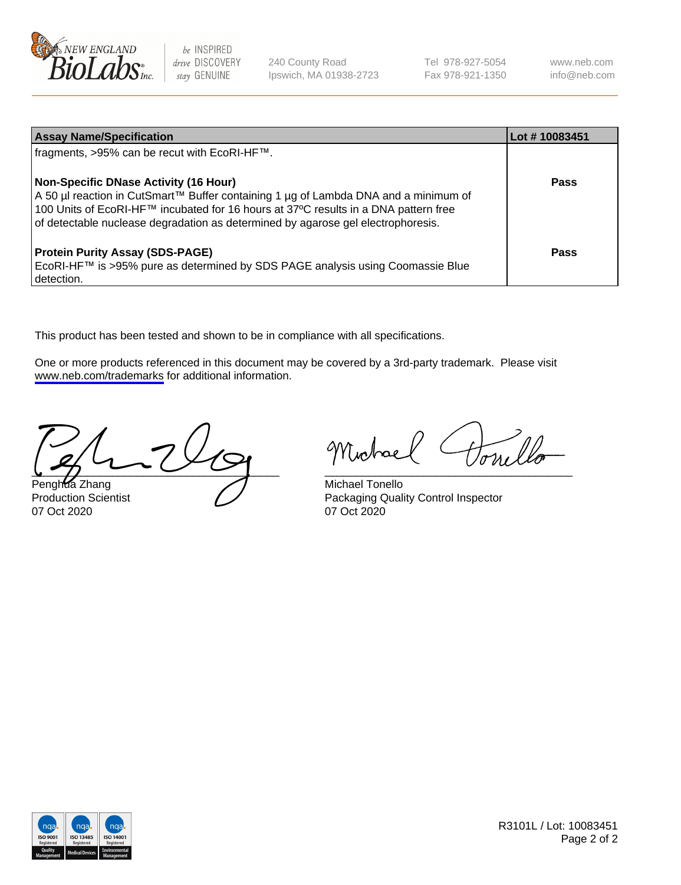| Assay Name/Specification | Lot # 10083451 |
|---|---|
| fragments, >95% can be recut with EcoRI-HF™. | |
| **Non-Specific DNase Activity (16 Hour)**<br>A 50 µl reaction in CutSmart™ Buffer containing 1 µg of Lambda DNA and a minimum of 100 Units of EcoRI-HF™ incubated for 16 hours at 37ºC results in a DNA pattern free of detectable nuclease degradation as determined by agarose gel electrophoresis. | **Pass** |
| **Protein Purity Assay (SDS-PAGE)**<br>EcoRI-HF™ is >95% pure as determined by SDS PAGE analysis using Coomassie Blue detection. | **Pass** |

This product has been tested and shown to be in compliance with all specifications.

One or more products referenced in this document may be covered by a 3rd-party trademark. Please visit www.neb.com/trademarks for additional information.

Penghua Zhang
Production Scientist
07 Oct 2020

Michael Tonello
Packaging Quality Control Inspector
07 Oct 2020

R3101L / Lot: 10083451